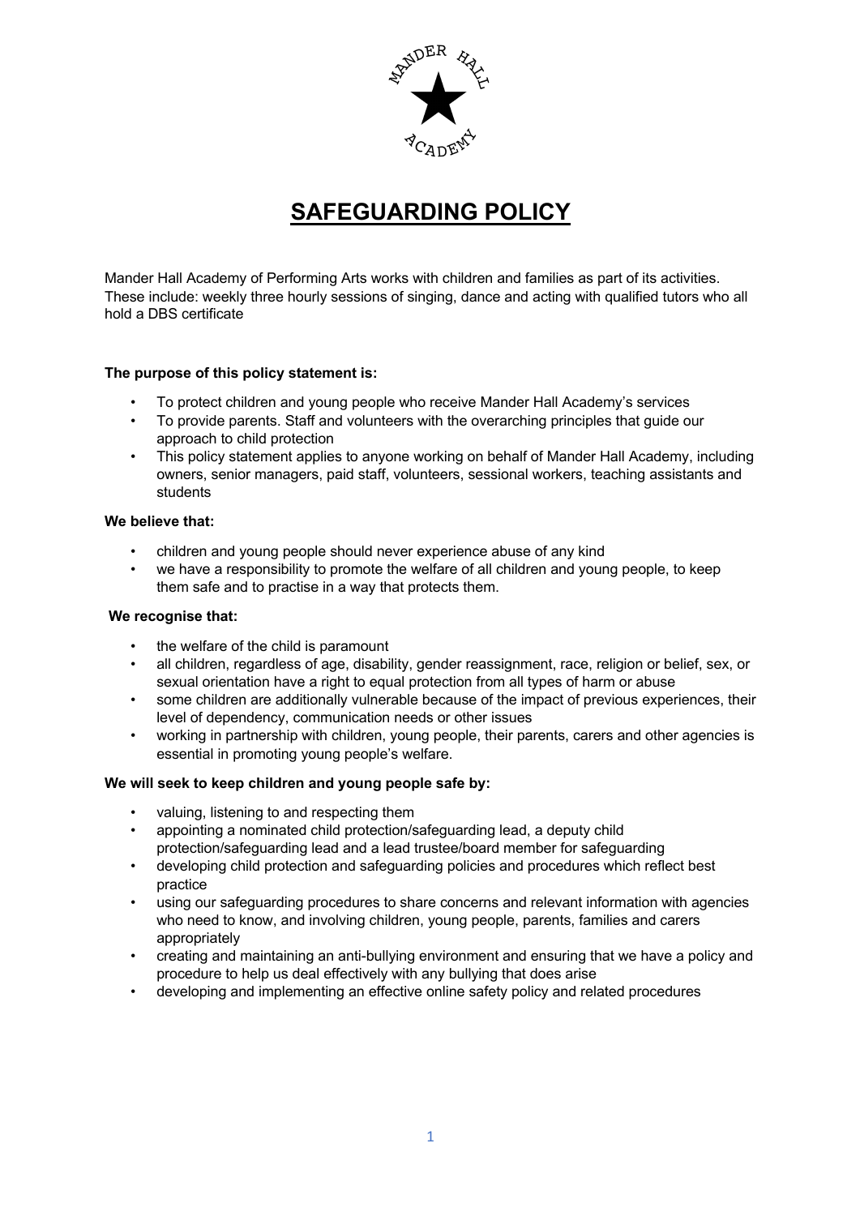# SAFEGUARDING POLICY

Mander Hall Academy of Performing Arts works with children and families as part of its activities. These include: weekly three hourly sessions of singing, dance and acting with qualified tutors who all hold a DBS certificate

**The purpose of this policy statement is:**

- To protect children and young people who receive Mander Hall Academy's services
- To provide parents. Staff and volunteers with the overarching principles that guide our approach to child protection
- This policy statement applies to anyone working on behalf of Mander Hall Academy, including owners, senior managers, paid staff, volunteers, sessional workers, teaching assistants and students

**We believe that:**

- children and young people should never experience abuse of any kind
- we have a responsibility to promote the welfare of all children and young people, to keep them safe and to practise in a way that protects them.

**We recognise that:**

- the welfare of the child is paramount
- all children, regardless of age, disability, gender reassignment, race, religion or belief, sex, or sexual orientation have a right to equal protection from all types of harm or abuse
- some children are additionally vulnerable because of the impact of previous experiences, their level of dependency, communication needs or other issues
- working in partnership with children, young people, their parents, carers and other agencies is essential in promoting young people's welfare.

**We will seek to keep children and young people safe by:**

- valuing, listening to and respecting them
- appointing a nominated child protection/safeguarding lead, a deputy child protection/safeguarding lead and a lead trustee/board member for safeguarding
- developing child protection and safeguarding policies and procedures which reflect best practice
- using our safeguarding procedures to share concerns and relevant information with agencies who need to know, and involving children, young people, parents, families and carers appropriately
- creating and maintaining an anti-bullying environment and ensuring that we have a policy and procedure to help us deal effectively with any bullying that does arise
- developing and implementing an effective online safety policy and related procedures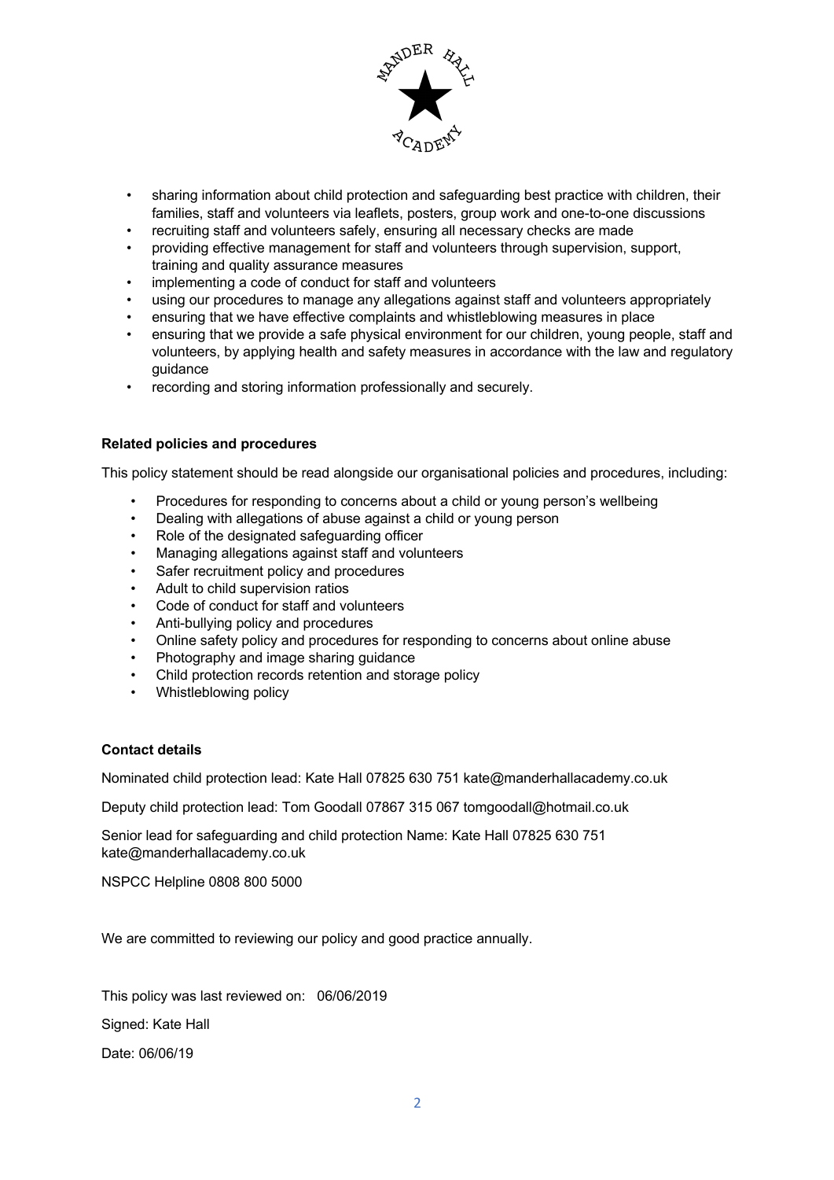- sharing information about child protection and safeguarding best practice with children, their families, staff and volunteers via leaflets, posters, group work and one-to-one discussions
- recruiting staff and volunteers safely, ensuring all necessary checks are made
- providing effective management for staff and volunteers through supervision, support, training and quality assurance measures
- implementing a code of conduct for staff and volunteers
- using our procedures to manage any allegations against staff and volunteers appropriately
- ensuring that we have effective complaints and whistleblowing measures in place
- ensuring that we provide a safe physical environment for our children, young people, staff and volunteers, by applying health and safety measures in accordance with the law and regulatory guidance
- recording and storing information professionally and securely.

**Related policies and procedures**

This policy statement should be read alongside our organisational policies and procedures, including:

- Procedures for responding to concerns about a child or young person's wellbeing
- Dealing with allegations of abuse against a child or young person
- Role of the designated safeguarding officer
- Managing allegations against staff and volunteers
- Safer recruitment policy and procedures
- Adult to child supervision ratios
- Code of conduct for staff and volunteers
- Anti-bullying policy and procedures
- Online safety policy and procedures for responding to concerns about online abuse
- Photography and image sharing guidance
- Child protection records retention and storage policy
- Whistleblowing policy

**Contact details**

Nominated child protection lead: Kate Hall 07825 630 751 kate@manderhallacademy.co.uk

Deputy child protection lead: Tom Goodall 07867 315 067 tomgoodall@hotmail.co.uk

Senior lead for safeguarding and child protection Name: Kate Hall 07825 630 751 kate@manderhallacademy.co.uk

NSPCC Helpline 0808 800 5000

We are committed to reviewing our policy and good practice annually.

This policy was last reviewed on: 06/06/2019

Signed: Kate Hall

Date: 06/06/19